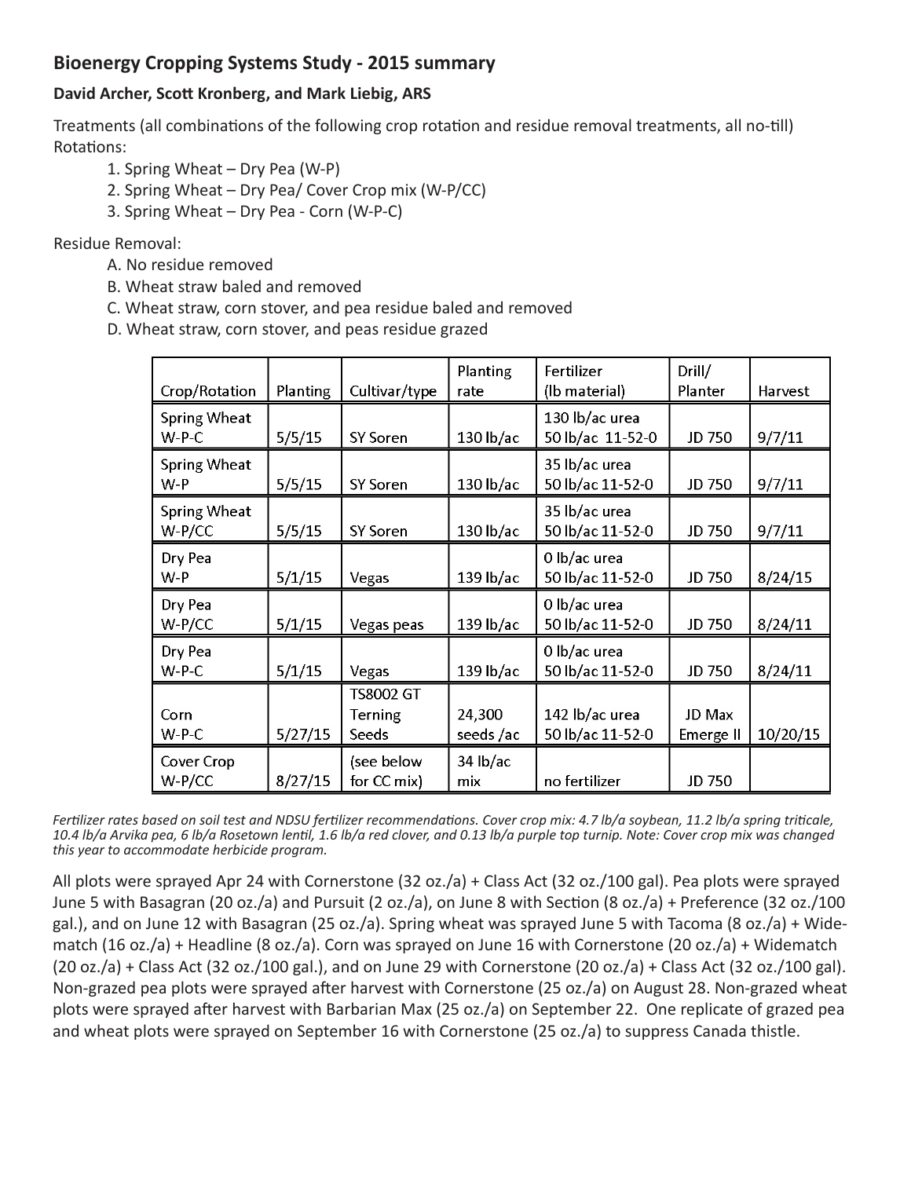## Bioenergy Cropping Systems Study - 2015 summary

**David Archer, Scott Kronberg, and Mark Liebig, ARS**

Treatments (all combinations of the following crop rotation and residue removal treatments, all no-till)
Rotations:

1. Spring Wheat – Dry Pea (W-P)
2. Spring Wheat – Dry Pea/ Cover Crop mix (W-P/CC)
3. Spring Wheat – Dry Pea - Corn (W-P-C)

Residue Removal:

A. No residue removed
B. Wheat straw baled and removed
C. Wheat straw, corn stover, and pea residue baled and removed
D. Wheat straw, corn stover, and peas residue grazed

| Crop/Rotation | Planting | Cultivar/type | Planting rate | Fertilizer (lb material) | Drill/ Planter | Harvest |
|---|---|---|---|---|---|---|
| Spring Wheat W-P-C | 5/5/15 | SY Soren | 130 lb/ac | 130 lb/ac urea 50 lb/ac 11-52-0 | JD 750 | 9/7/11 |
| Spring Wheat W-P | 5/5/15 | SY Soren | 130 lb/ac | 35 lb/ac urea 50 lb/ac 11-52-0 | JD 750 | 9/7/11 |
| Spring Wheat W-P/CC | 5/5/15 | SY Soren | 130 lb/ac | 35 lb/ac urea 50 lb/ac 11-52-0 | JD 750 | 9/7/11 |
| Dry Pea W-P | 5/1/15 | Vegas | 139 lb/ac | 0 lb/ac urea 50 lb/ac 11-52-0 | JD 750 | 8/24/15 |
| Dry Pea W-P/CC | 5/1/15 | Vegas peas | 139 lb/ac | 0 lb/ac urea 50 lb/ac 11-52-0 | JD 750 | 8/24/11 |
| Dry Pea W-P-C | 5/1/15 | Vegas | 139 lb/ac | 0 lb/ac urea 50 lb/ac 11-52-0 | JD 750 | 8/24/11 |
| Corn W-P-C | 5/27/15 | TS8002 GT Terning Seeds | 24,300 seeds /ac | 142 lb/ac urea 50 lb/ac 11-52-0 | JD Max Emerge II | 10/20/15 |
| Cover Crop W-P/CC | 8/27/15 | (see below for CC mix) | 34 lb/ac mix | no fertilizer | JD 750 | |

*Fertilizer rates based on soil test and NDSU fertilizer recommendations. Cover crop mix: 4.7 lb/a soybean, 11.2 lb/a spring triticale, 10.4 lb/a Arvika pea, 6 lb/a Rosetown lentil, 1.6 lb/a red clover, and 0.13 lb/a purple top turnip. Note: Cover crop mix was changed this year to accommodate herbicide program.*

All plots were sprayed Apr 24 with Cornerstone (32 oz./a) + Class Act (32 oz./100 gal). Pea plots were sprayed June 5 with Basagran (20 oz./a) and Pursuit (2 oz./a), on June 8 with Section (8 oz./a) + Preference (32 oz./100 gal.), and on June 12 with Basagran (25 oz./a). Spring wheat was sprayed June 5 with Tacoma (8 oz./a) + Widematch (16 oz./a) + Headline (8 oz./a). Corn was sprayed on June 16 with Cornerstone (20 oz./a) + Widematch (20 oz./a) + Class Act (32 oz./100 gal.), and on June 29 with Cornerstone (20 oz./a) + Class Act (32 oz./100 gal). Non-grazed pea plots were sprayed after harvest with Cornerstone (25 oz./a) on August 28. Non-grazed wheat plots were sprayed after harvest with Barbarian Max (25 oz./a) on September 22. One replicate of grazed pea and wheat plots were sprayed on September 16 with Cornerstone (25 oz./a) to suppress Canada thistle.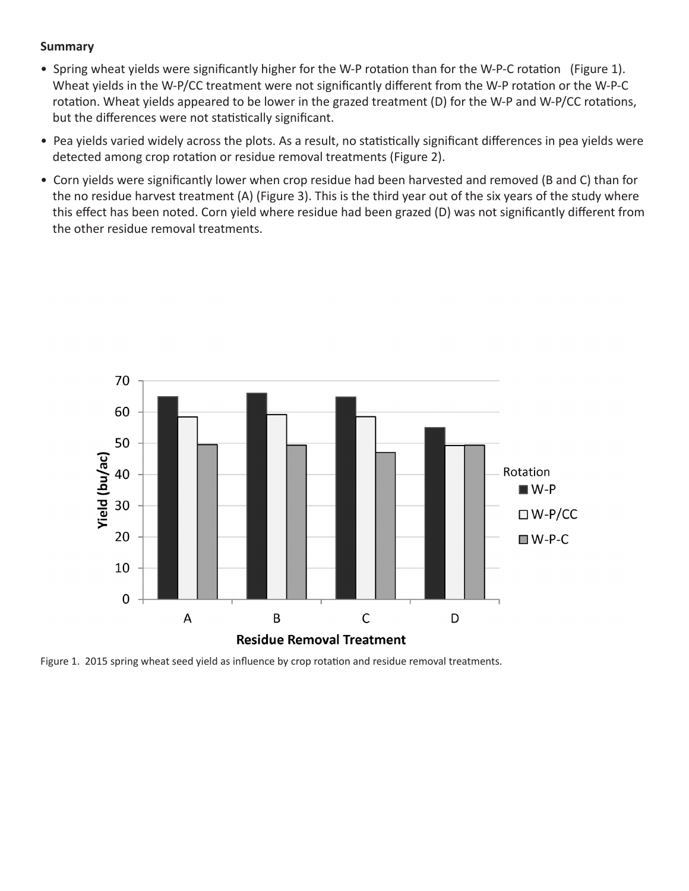**Summary**

- Spring wheat yields were significantly higher for the W-P rotation than for the W-P-C rotation (Figure 1). Wheat yields in the W-P/CC treatment were not significantly different from the W-P rotation or the W-P-C rotation. Wheat yields appeared to be lower in the grazed treatment (D) for the W-P and W-P/CC rotations, but the differences were not statistically significant.
- Pea yields varied widely across the plots. As a result, no statistically significant differences in pea yields were detected among crop rotation or residue removal treatments (Figure 2).
- Corn yields were significantly lower when crop residue had been harvested and removed (B and C) than for the no residue harvest treatment (A) (Figure 3). This is the third year out of the six years of the study where this effect has been noted. Corn yield where residue had been grazed (D) was not significantly different from the other residue removal treatments.

Figure 1. 2015 spring wheat seed yield as influence by crop rotation and residue removal treatments.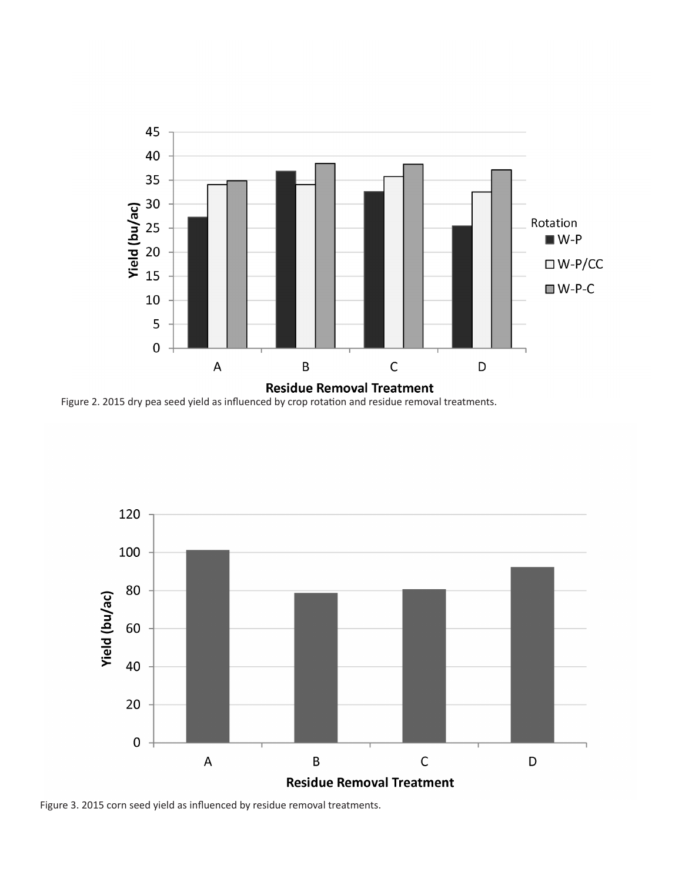45
40
35
30
25
20
15
10
5
0

Yield (bu/ac)

A B C D

Residue Removal Treatment

Rotation
W-P
W-P/CC
W-P-C

Figure 2. 2015 dry pea seed yield as influenced by crop rotation and residue removal treatments.

120
100
80
60
40
20
0

Yield (bu/ac)

A B C D

Residue Removal Treatment

Figure 3. 2015 corn seed yield as influenced by residue removal treatments.